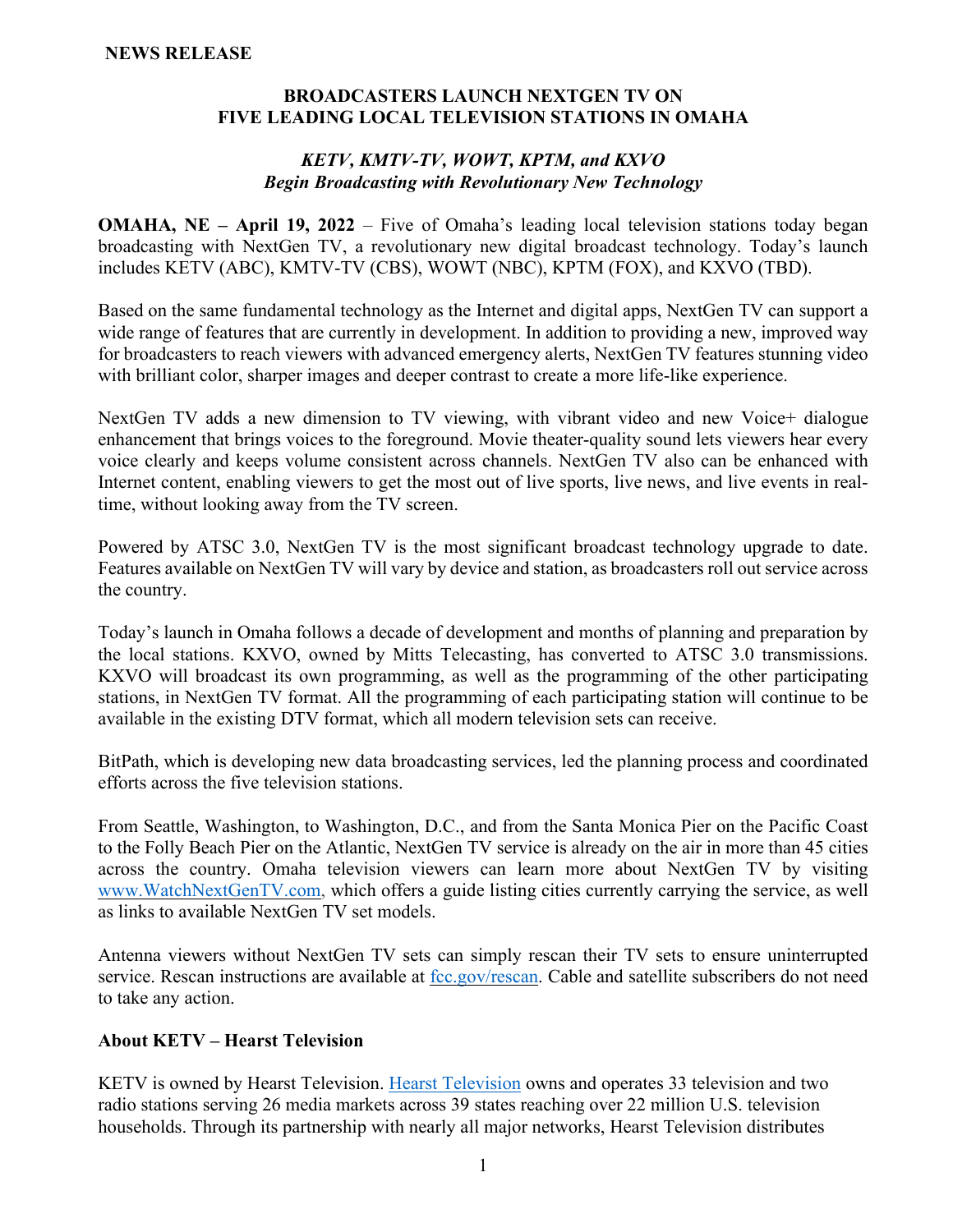**NEWS RELEASE**

## BROADCASTERS LAUNCH NEXTGEN TV ON FIVE LEADING LOCAL TELEVISION STATIONS IN OMAHA

***KETV, KMTV-TV, WOWT, KPTM, and KXVO Begin Broadcasting with Revolutionary New Technology***

**OMAHA, NE – April 19, 2022** – Five of Omaha's leading local television stations today began broadcasting with NextGen TV, a revolutionary new digital broadcast technology. Today's launch includes KETV (ABC), KMTV-TV (CBS), WOWT (NBC), KPTM (FOX), and KXVO (TBD).

Based on the same fundamental technology as the Internet and digital apps, NextGen TV can support a wide range of features that are currently in development. In addition to providing a new, improved way for broadcasters to reach viewers with advanced emergency alerts, NextGen TV features stunning video with brilliant color, sharper images and deeper contrast to create a more life-like experience.

NextGen TV adds a new dimension to TV viewing, with vibrant video and new Voice+ dialogue enhancement that brings voices to the foreground. Movie theater-quality sound lets viewers hear every voice clearly and keeps volume consistent across channels. NextGen TV also can be enhanced with Internet content, enabling viewers to get the most out of live sports, live news, and live events in real-time, without looking away from the TV screen.

Powered by ATSC 3.0, NextGen TV is the most significant broadcast technology upgrade to date. Features available on NextGen TV will vary by device and station, as broadcasters roll out service across the country.

Today's launch in Omaha follows a decade of development and months of planning and preparation by the local stations. KXVO, owned by Mitts Telecasting, has converted to ATSC 3.0 transmissions. KXVO will broadcast its own programming, as well as the programming of the other participating stations, in NextGen TV format. All the programming of each participating station will continue to be available in the existing DTV format, which all modern television sets can receive.

BitPath, which is developing new data broadcasting services, led the planning process and coordinated efforts across the five television stations.

From Seattle, Washington, to Washington, D.C., and from the Santa Monica Pier on the Pacific Coast to the Folly Beach Pier on the Atlantic, NextGen TV service is already on the air in more than 45 cities across the country. Omaha television viewers can learn more about NextGen TV by visiting [www.WatchNextGenTV.com](http://www.WatchNextGenTV.com), which offers a guide listing cities currently carrying the service, as well as links to available NextGen TV set models.

Antenna viewers without NextGen TV sets can simply rescan their TV sets to ensure uninterrupted service. Rescan instructions are available at [fcc.gov/rescan](https://fcc.gov/rescan). Cable and satellite subscribers do not need to take any action.

### About KETV – Hearst Television

KETV is owned by Hearst Television. [Hearst Television](#) owns and operates 33 television and two radio stations serving 26 media markets across 39 states reaching over 22 million U.S. television households. Through its partnership with nearly all major networks, Hearst Television distributes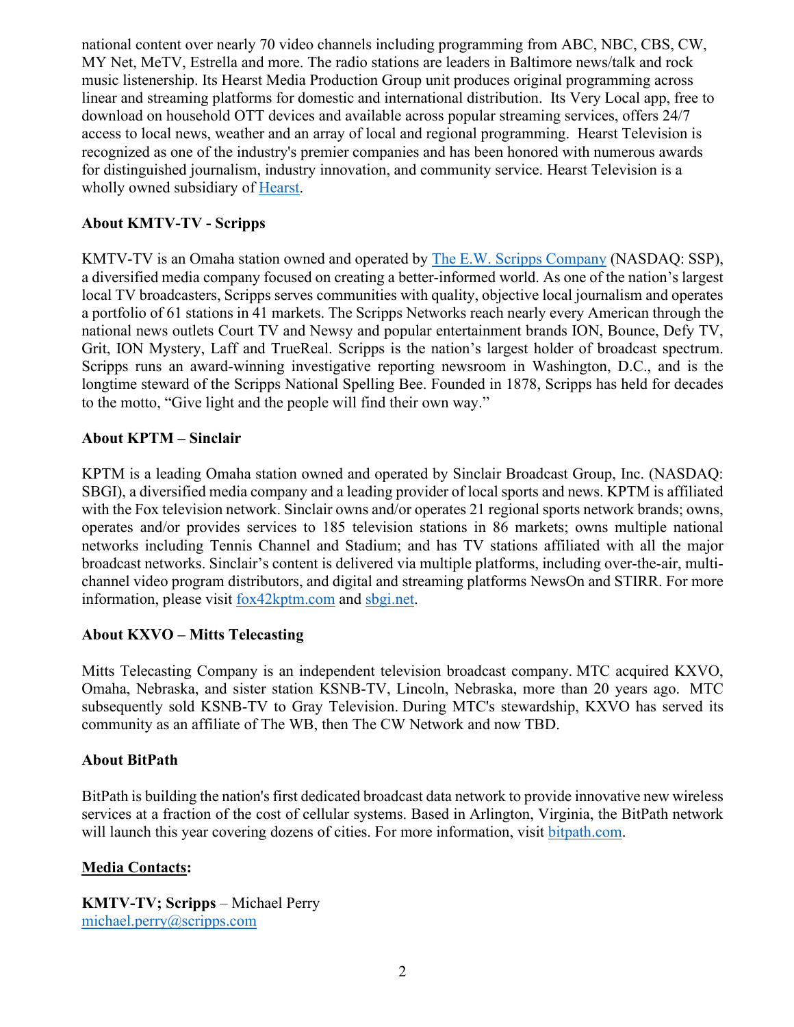national content over nearly 70 video channels including programming from ABC, NBC, CBS, CW, MY Net, MeTV, Estrella and more. The radio stations are leaders in Baltimore news/talk and rock music listenership. Its Hearst Media Production Group unit produces original programming across linear and streaming platforms for domestic and international distribution. Its Very Local app, free to download on household OTT devices and available across popular streaming services, offers 24/7 access to local news, weather and an array of local and regional programming. Hearst Television is recognized as one of the industry's premier companies and has been honored with numerous awards for distinguished journalism, industry innovation, and community service. Hearst Television is a wholly owned subsidiary of [Hearst](#).

**About KMTV-TV - Scripps**

KMTV-TV is an Omaha station owned and operated by [The E.W. Scripps Company](#) (NASDAQ: SSP), a diversified media company focused on creating a better-informed world. As one of the nation's largest local TV broadcasters, Scripps serves communities with quality, objective local journalism and operates a portfolio of 61 stations in 41 markets. The Scripps Networks reach nearly every American through the national news outlets Court TV and Newsy and popular entertainment brands ION, Bounce, Defy TV, Grit, ION Mystery, Laff and TrueReal. Scripps is the nation's largest holder of broadcast spectrum. Scripps runs an award-winning investigative reporting newsroom in Washington, D.C., and is the longtime steward of the Scripps National Spelling Bee. Founded in 1878, Scripps has held for decades to the motto, "Give light and the people will find their own way."

**About KPTM – Sinclair**

KPTM is a leading Omaha station owned and operated by Sinclair Broadcast Group, Inc. (NASDAQ: SBGI), a diversified media company and a leading provider of local sports and news. KPTM is affiliated with the Fox television network. Sinclair owns and/or operates 21 regional sports network brands; owns, operates and/or provides services to 185 television stations in 86 markets; owns multiple national networks including Tennis Channel and Stadium; and has TV stations affiliated with all the major broadcast networks. Sinclair's content is delivered via multiple platforms, including over-the-air, multi-channel video program distributors, and digital and streaming platforms NewsOn and STIRR. For more information, please visit [fox42kptm.com](#) and [sbgi.net](#).

**About KXVO – Mitts Telecasting**

Mitts Telecasting Company is an independent television broadcast company. MTC acquired KXVO, Omaha, Nebraska, and sister station KSNB-TV, Lincoln, Nebraska, more than 20 years ago. MTC subsequently sold KSNB-TV to Gray Television. During MTC's stewardship, KXVO has served its community as an affiliate of The WB, then The CW Network and now TBD.

**About BitPath**

BitPath is building the nation's first dedicated broadcast data network to provide innovative new wireless services at a fraction of the cost of cellular systems. Based in Arlington, Virginia, the BitPath network will launch this year covering dozens of cities. For more information, visit [bitpath.com](#).

**Media Contacts:**

**KMTV-TV; Scripps** – Michael Perry
[michael.perry@scripps.com](mailto:michael.perry@scripps.com)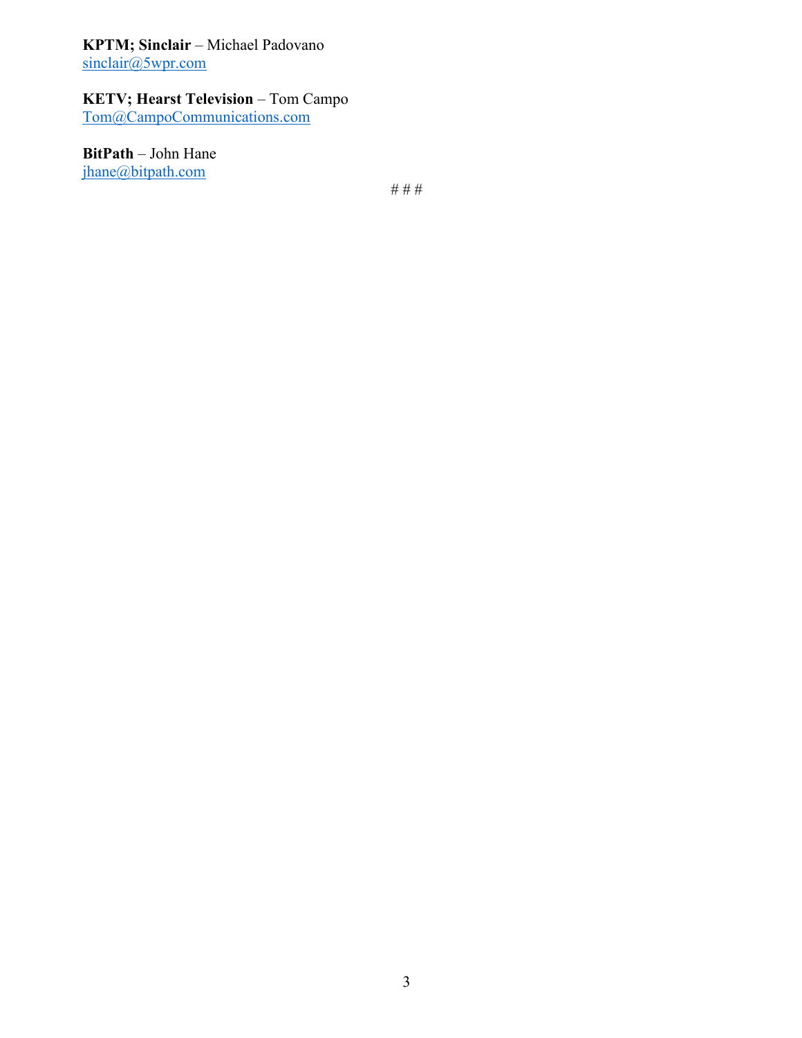**KPTM; Sinclair** – Michael Padovano
sinclair@5wpr.com

**KETV; Hearst Television** – Tom Campo
Tom@CampoCommunications.com

**BitPath** – John Hane
jhane@bitpath.com

# # #